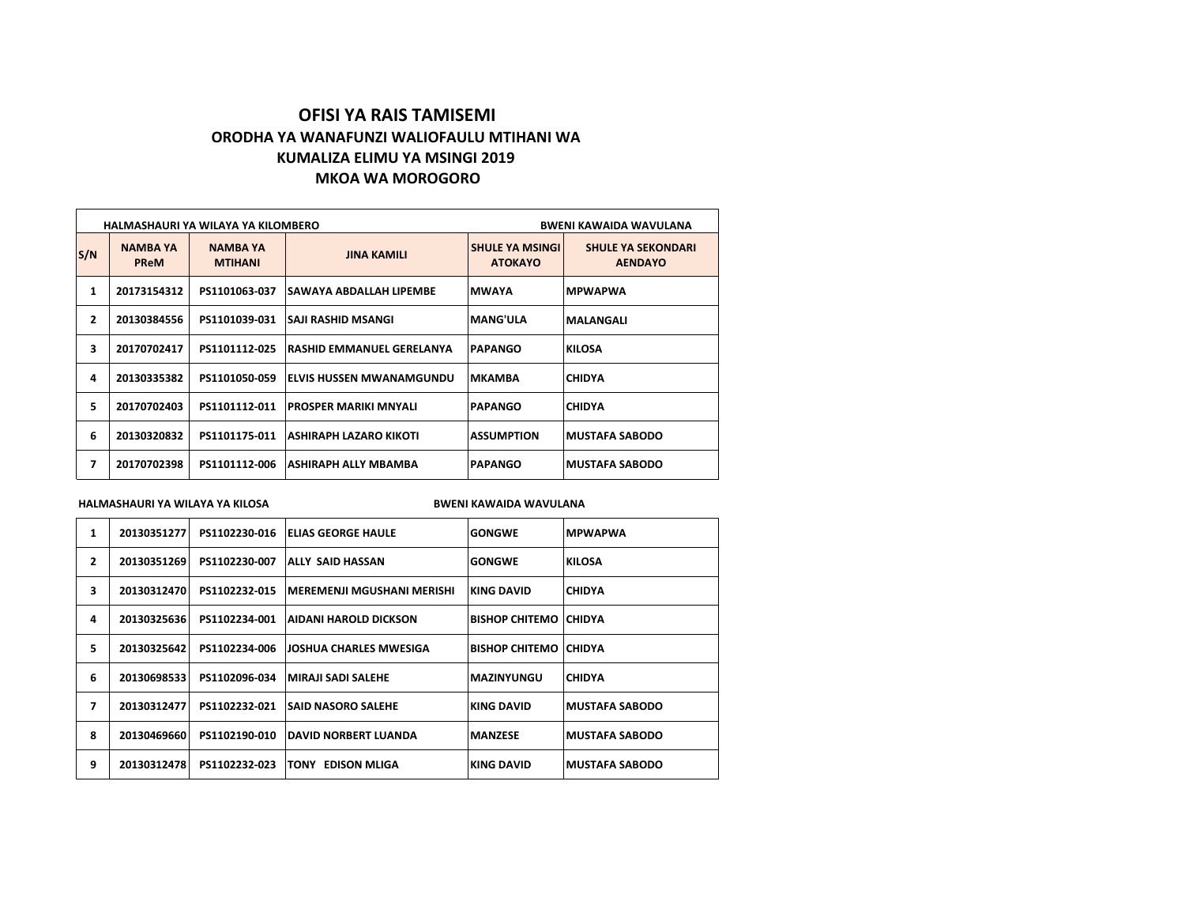# OFISI YA RAIS TAMISEMI

## ORODHA YA WANAFUNZI WALIOFAULU MTIHANI WA KUMALIZA ELIMU YA MSINGI 2019

## MKOA WA MOROGORO

**HALMASHAURI YA WILAYA YA KILOMBERO** — **BWENI KAWAIDA WAVULANA**

| S/N | NAMBA YA PReM | NAMBA YA MTIHANI | JINA KAMILI | SHULE YA MSINGI ATOKAYO | SHULE YA SEKONDARI AENDAYO |
|---|---|---|---|---|---|
| 1 | 20173154312 | PS1101063-037 | SAWAYA ABDALLAH LIPEMBE | MWAYA | MPWAPWA |
| 2 | 20130384556 | PS1101039-031 | SAJI RASHID MSANGI | MANG'ULA | MALANGALI |
| 3 | 20170702417 | PS1101112-025 | RASHID EMMANUEL GERELANYA | PAPANGO | KILOSA |
| 4 | 20130335382 | PS1101050-059 | ELVIS HUSSEN MWANAMGUNDU | MKAMBA | CHIDYA |
| 5 | 20170702403 | PS1101112-011 | PROSPER MARIKI MNYALI | PAPANGO | CHIDYA |
| 6 | 20130320832 | PS1101175-011 | ASHIRAPH LAZARO KIKOTI | ASSUMPTION | MUSTAFA SABODO |
| 7 | 20170702398 | PS1101112-006 | ASHIRAPH ALLY MBAMBA | PAPANGO | MUSTAFA SABODO |

**HALMASHAURI YA WILAYA YA KILOSA** — **BWENI KAWAIDA WAVULANA**

| S/N | NAMBA YA PReM | NAMBA YA MTIHANI | JINA KAMILI | SHULE YA MSINGI ATOKAYO | SHULE YA SEKONDARI AENDAYO |
|---|---|---|---|---|---|
| 1 | 20130351277 | PS1102230-016 | ELIAS GEORGE HAULE | GONGWE | MPWAPWA |
| 2 | 20130351269 | PS1102230-007 | ALLY SAID HASSAN | GONGWE | KILOSA |
| 3 | 20130312470 | PS1102232-015 | MEREMENJI MGUSHANI MERISHI | KING DAVID | CHIDYA |
| 4 | 20130325636 | PS1102234-001 | AIDANI HAROLD DICKSON | BISHOP CHITEMO | CHIDYA |
| 5 | 20130325642 | PS1102234-006 | JOSHUA CHARLES MWESIGA | BISHOP CHITEMO | CHIDYA |
| 6 | 20130698533 | PS1102096-034 | MIRAJI SADI SALEHE | MAZINYUNGU | CHIDYA |
| 7 | 20130312477 | PS1102232-021 | SAID NASORO SALEHE | KING DAVID | MUSTAFA SABODO |
| 8 | 20130469660 | PS1102190-010 | DAVID NORBERT LUANDA | MANZESE | MUSTAFA SABODO |
| 9 | 20130312478 | PS1102232-023 | TONY EDISON MLIGA | KING DAVID | MUSTAFA SABODO |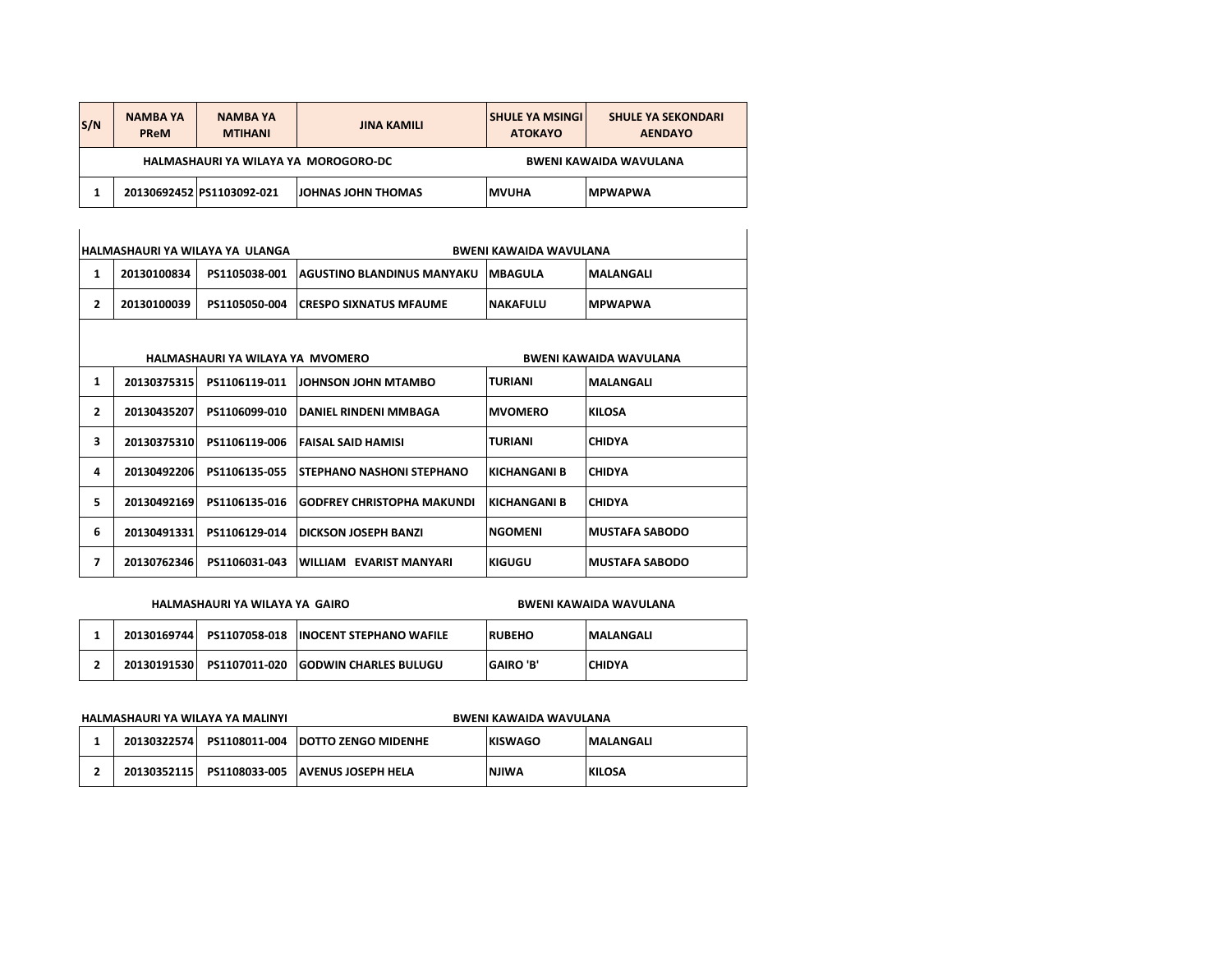| S/N | NAMBA YA PReM | NAMBA YA MTIHANI | JINA KAMILI | SHULE YA MSINGI ATOKAYO | SHULE YA SEKONDARI AENDAYO |
|---|---|---|---|---|---|
| HALMASHAURI YA WILAYA YA MOROGORO-DC | | | | BWENI KAWAIDA WAVULANA | |
| 1 | 20130692452 | PS1103092-021 | JOHNAS JOHN THOMAS | MVUHA | MPWAPWA |

| | | | | | |
|---|---|---|---|---|---|
| HALMASHAURI YA WILAYA YA ULANGA | | | | BWENI KAWAIDA WAVULANA | |
| 1 | 20130100834 | PS1105038-001 | AGUSTINO BLANDINUS MANYAKU | MBAGULA | MALANGALI |
| 2 | 20130100039 | PS1105050-004 | CRESPO SIXNATUS MFAUME | NAKAFULU | MPWAPWA |
| HALMASHAURI YA WILAYA YA MVOMERO | | | | BWENI KAWAIDA WAVULANA | |
| 1 | 20130375315 | PS1106119-011 | JOHNSON JOHN MTAMBO | TURIANI | MALANGALI |
| 2 | 20130435207 | PS1106099-010 | DANIEL RINDENI MMBAGA | MVOMERO | KILOSA |
| 3 | 20130375310 | PS1106119-006 | FAISAL SAID HAMISI | TURIANI | CHIDYA |
| 4 | 20130492206 | PS1106135-055 | STEPHANO NASHONI STEPHANO | KICHANGANI B | CHIDYA |
| 5 | 20130492169 | PS1106135-016 | GODFREY CHRISTOPHA MAKUNDI | KICHANGANI B | CHIDYA |
| 6 | 20130491331 | PS1106129-014 | DICKSON JOSEPH BANZI | NGOMENI | MUSTAFA SABODO |
| 7 | 20130762346 | PS1106031-043 | WILLIAM EVARIST MANYARI | KIGUGU | MUSTAFA SABODO |

| | | | | | |
|---|---|---|---|---|---|
| HALMASHAURI YA WILAYA YA GAIRO | | | | BWENI KAWAIDA WAVULANA | |
| 1 | 20130169744 | PS1107058-018 | INOCENT STEPHANO WAFILE | RUBEHO | MALANGALI |
| 2 | 20130191530 | PS1107011-020 | GODWIN CHARLES BULUGU | GAIRO 'B' | CHIDYA |

| | | | | | |
|---|---|---|---|---|---|
| HALMASHAURI YA WILAYA YA MALINYI | | | | BWENI KAWAIDA WAVULANA | |
| 1 | 20130322574 | PS1108011-004 | DOTTO ZENGO MIDENHE | KISWAGO | MALANGALI |
| 2 | 20130352115 | PS1108033-005 | AVENUS JOSEPH HELA | NJIWA | KILOSA |